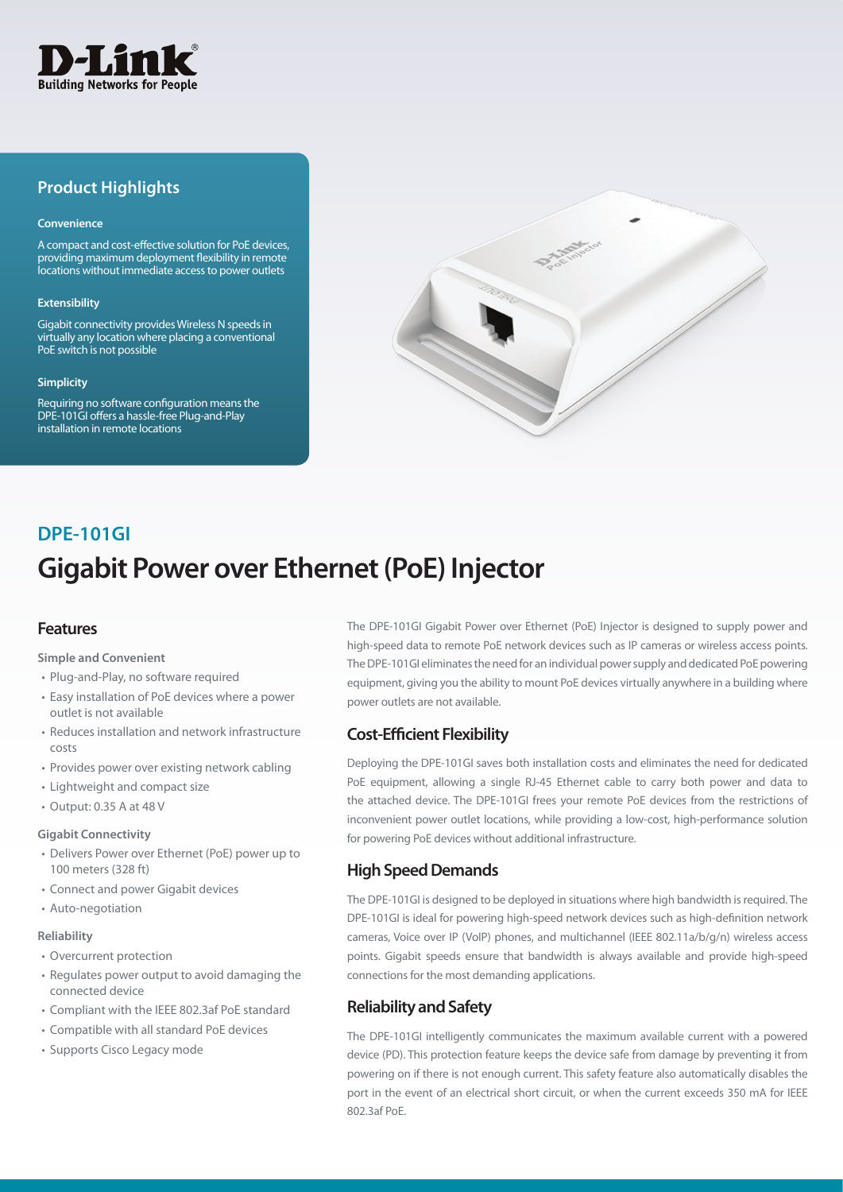D-Link
Building Networks for People

## Product Highlights

**Convenience**

A compact and cost-effective solution for PoE devices, providing maximum deployment flexibility in remote locations without immediate access to power outlets

**Extensibility**

Gigabit connectivity provides Wireless N speeds in virtually any location where placing a conventional PoE switch is not possible

**Simplicity**

Requiring no software configuration means the DPE-101GI offers a hassle-free Plug-and-Play installation in remote locations

## DPE-101GI

# Gigabit Power over Ethernet (PoE) Injector

## Features

**Simple and Convenient**

- Plug-and-Play, no software required
- Easy installation of PoE devices where a power outlet is not available
- Reduces installation and network infrastructure costs
- Provides power over existing network cabling
- Lightweight and compact size
- Output: 0.35 A at 48 V

**Gigabit Connectivity**

- Delivers Power over Ethernet (PoE) power up to 100 meters (328 ft)
- Connect and power Gigabit devices
- Auto-negotiation

**Reliability**

- Overcurrent protection
- Regulates power output to avoid damaging the connected device
- Compliant with the IEEE 802.3af PoE standard
- Compatible with all standard PoE devices
- Supports Cisco Legacy mode

The DPE-101GI Gigabit Power over Ethernet (PoE) Injector is designed to supply power and high-speed data to remote PoE network devices such as IP cameras or wireless access points. The DPE-101GI eliminates the need for an individual power supply and dedicated PoE powering equipment, giving you the ability to mount PoE devices virtually anywhere in a building where power outlets are not available.

## Cost-Efficient Flexibility

Deploying the DPE-101GI saves both installation costs and eliminates the need for dedicated PoE equipment, allowing a single RJ-45 Ethernet cable to carry both power and data to the attached device. The DPE-101GI frees your remote PoE devices from the restrictions of inconvenient power outlet locations, while providing a low-cost, high-performance solution for powering PoE devices without additional infrastructure.

## High Speed Demands

The DPE-101GI is designed to be deployed in situations where high bandwidth is required. The DPE-101GI is ideal for powering high-speed network devices such as high-definition network cameras, Voice over IP (VoIP) phones, and multichannel (IEEE 802.11a/b/g/n) wireless access points. Gigabit speeds ensure that bandwidth is always available and provide high-speed connections for the most demanding applications.

## Reliability and Safety

The DPE-101GI intelligently communicates the maximum available current with a powered device (PD). This protection feature keeps the device safe from damage by preventing it from powering on if there is not enough current. This safety feature also automatically disables the port in the event of an electrical short circuit, or when the current exceeds 350 mA for IEEE 802.3af PoE.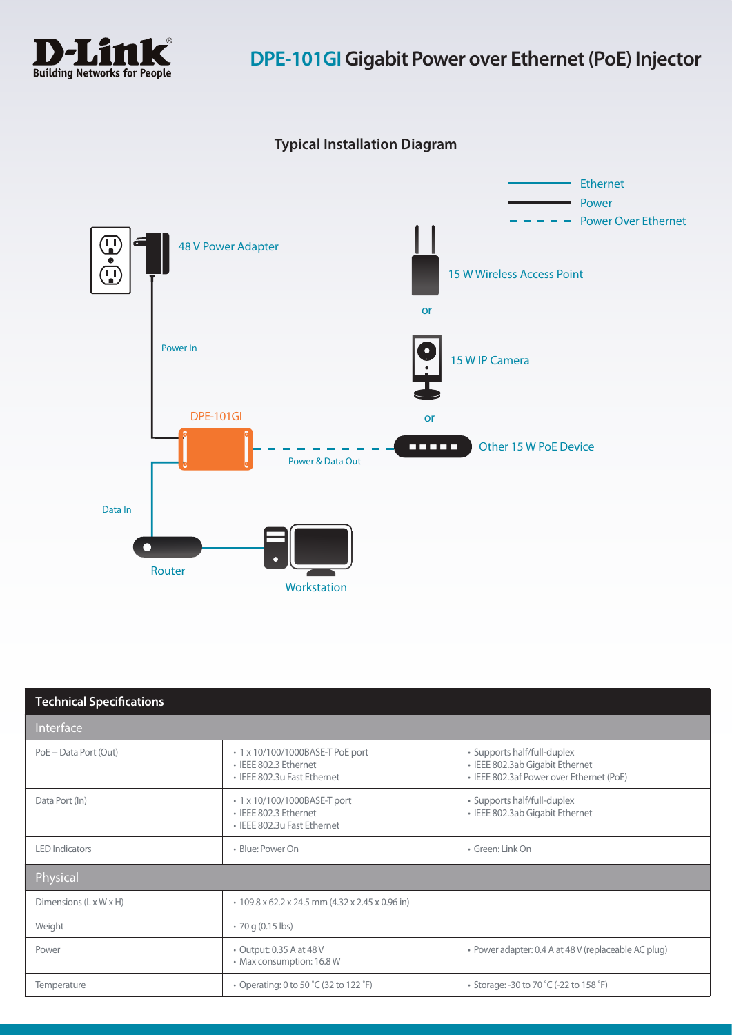# DPE-101GI Gigabit Power over Ethernet (PoE) Injector

## Typical Installation Diagram

Ethernet
Power
Power Over Ethernet

48 V Power Adapter

Power In

DPE-101GI

Power & Data Out

15 W Wireless Access Point

or

15 W IP Camera

or

Other 15 W PoE Device

Data In

Router

Workstation

## Technical Specifications

| Interface | | |
|---|---|---|
| PoE + Data Port (Out) | • 1 x 10/100/1000BASE-T PoE port<br>• IEEE 802.3 Ethernet<br>• IEEE 802.3u Fast Ethernet | • Supports half/full-duplex<br>• IEEE 802.3ab Gigabit Ethernet<br>• IEEE 802.3af Power over Ethernet (PoE) |
| Data Port (In) | • 1 x 10/100/1000BASE-T port<br>• IEEE 802.3 Ethernet<br>• IEEE 802.3u Fast Ethernet | • Supports half/full-duplex<br>• IEEE 802.3ab Gigabit Ethernet |
| LED Indicators | • Blue: Power On | • Green: Link On |
| **Physical** | | |
| Dimensions (L x W x H) | • 109.8 x 62.2 x 24.5 mm (4.32 x 2.45 x 0.96 in) | |
| Weight | • 70 g (0.15 lbs) | |
| Power | • Output: 0.35 A at 48 V<br>• Max consumption: 16.8 W | • Power adapter: 0.4 A at 48 V (replaceable AC plug) |
| Temperature | • Operating: 0 to 50 ˚C (32 to 122 ˚F) | • Storage: -30 to 70 ˚C (-22 to 158 ˚F) |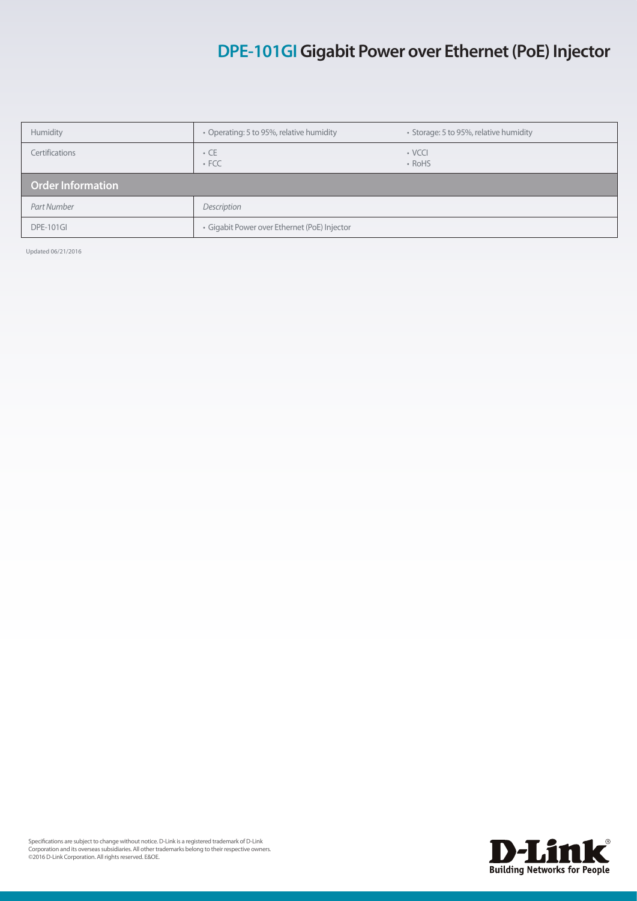# DPE-101GI Gigabit Power over Ethernet (PoE) Injector

| | | |
|---|---|---|
| Humidity | • Operating: 5 to 95%, relative humidity | • Storage: 5 to 95%, relative humidity |
| Certifications | • CE<br>• FCC | • VCCI<br>• RoHS |

## Order Information

| *Part Number* | *Description* |
|---|---|
| DPE-101GI | • Gigabit Power over Ethernet (PoE) Injector |

Updated 06/21/2016

Specifications are subject to change without notice. D-Link is a registered trademark of D-Link Corporation and its overseas subsidiaries. All other trademarks belong to their respective owners. ©2016 D-Link Corporation. All rights reserved. E&OE.

D-Link®
Building Networks for People